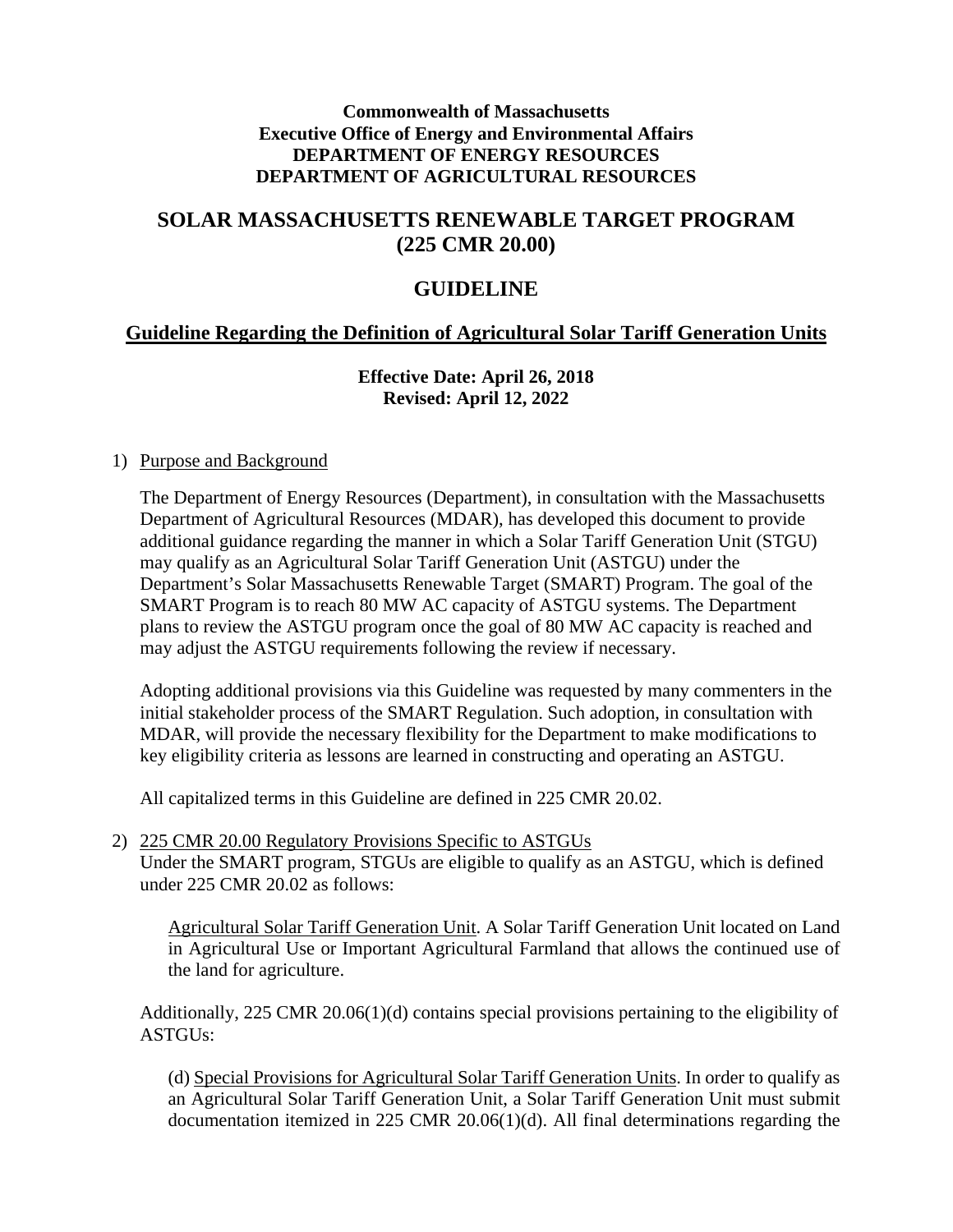**Commonwealth of Massachusetts**
**Executive Office of Energy and Environmental Affairs**
**DEPARTMENT OF ENERGY RESOURCES**
**DEPARTMENT OF AGRICULTURAL RESOURCES**

# SOLAR MASSACHUSETTS RENEWABLE TARGET PROGRAM (225 CMR 20.00)

# GUIDELINE

## Guideline Regarding the Definition of Agricultural Solar Tariff Generation Units

**Effective Date: April 26, 2018**
**Revised: April 12, 2022**

1) Purpose and Background

   The Department of Energy Resources (Department), in consultation with the Massachusetts Department of Agricultural Resources (MDAR), has developed this document to provide additional guidance regarding the manner in which a Solar Tariff Generation Unit (STGU) may qualify as an Agricultural Solar Tariff Generation Unit (ASTGU) under the Department's Solar Massachusetts Renewable Target (SMART) Program. The goal of the SMART Program is to reach 80 MW AC capacity of ASTGU systems. The Department plans to review the ASTGU program once the goal of 80 MW AC capacity is reached and may adjust the ASTGU requirements following the review if necessary.

   Adopting additional provisions via this Guideline was requested by many commenters in the initial stakeholder process of the SMART Regulation. Such adoption, in consultation with MDAR, will provide the necessary flexibility for the Department to make modifications to key eligibility criteria as lessons are learned in constructing and operating an ASTGU.

   All capitalized terms in this Guideline are defined in 225 CMR 20.02.

2) 225 CMR 20.00 Regulatory Provisions Specific to ASTGUs
   Under the SMART program, STGUs are eligible to qualify as an ASTGU, which is defined under 225 CMR 20.02 as follows:

   > Agricultural Solar Tariff Generation Unit. A Solar Tariff Generation Unit located on Land in Agricultural Use or Important Agricultural Farmland that allows the continued use of the land for agriculture.

   Additionally, 225 CMR 20.06(1)(d) contains special provisions pertaining to the eligibility of ASTGUs:

   > (d) Special Provisions for Agricultural Solar Tariff Generation Units. In order to qualify as an Agricultural Solar Tariff Generation Unit, a Solar Tariff Generation Unit must submit documentation itemized in 225 CMR 20.06(1)(d). All final determinations regarding the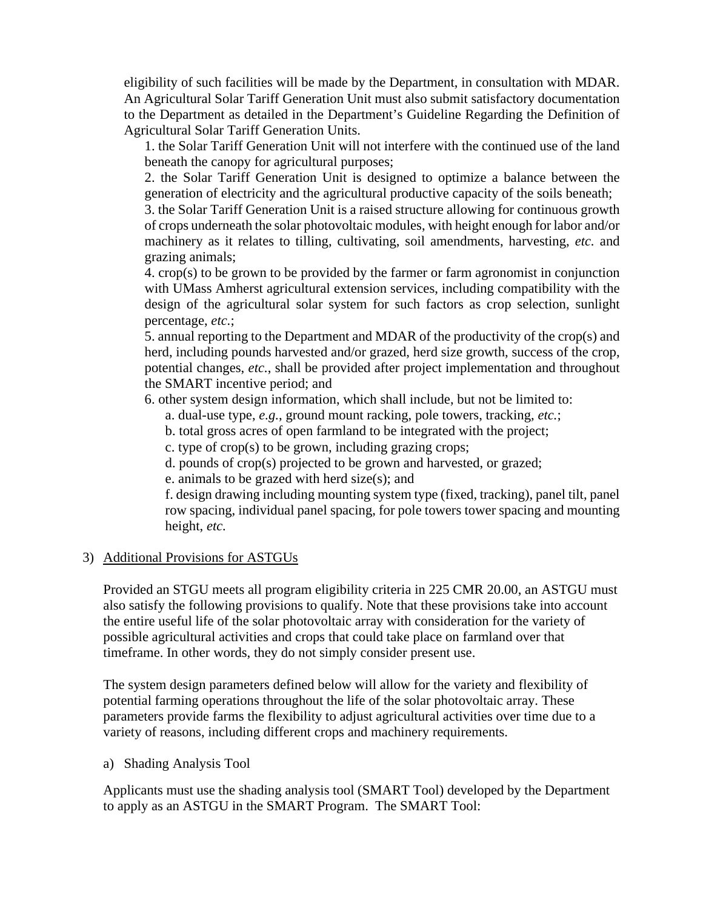eligibility of such facilities will be made by the Department, in consultation with MDAR. An Agricultural Solar Tariff Generation Unit must also submit satisfactory documentation to the Department as detailed in the Department's Guideline Regarding the Definition of Agricultural Solar Tariff Generation Units.

1. the Solar Tariff Generation Unit will not interfere with the continued use of the land beneath the canopy for agricultural purposes;
2. the Solar Tariff Generation Unit is designed to optimize a balance between the generation of electricity and the agricultural productive capacity of the soils beneath;
3. the Solar Tariff Generation Unit is a raised structure allowing for continuous growth of crops underneath the solar photovoltaic modules, with height enough for labor and/or machinery as it relates to tilling, cultivating, soil amendments, harvesting, *etc.* and grazing animals;
4. crop(s) to be grown to be provided by the farmer or farm agronomist in conjunction with UMass Amherst agricultural extension services, including compatibility with the design of the agricultural solar system for such factors as crop selection, sunlight percentage, *etc*.;
5. annual reporting to the Department and MDAR of the productivity of the crop(s) and herd, including pounds harvested and/or grazed, herd size growth, success of the crop, potential changes, *etc.*, shall be provided after project implementation and throughout the SMART incentive period; and
6. other system design information, which shall include, but not be limited to:
    a. dual-use type, *e.g.*, ground mount racking, pole towers, tracking, *etc.*;
    b. total gross acres of open farmland to be integrated with the project;
    c. type of crop(s) to be grown, including grazing crops;
    d. pounds of crop(s) projected to be grown and harvested, or grazed;
    e. animals to be grazed with herd size(s); and
    f. design drawing including mounting system type (fixed, tracking), panel tilt, panel row spacing, individual panel spacing, for pole towers tower spacing and mounting height, *etc.*

3) Additional Provisions for ASTGUs

Provided an STGU meets all program eligibility criteria in 225 CMR 20.00, an ASTGU must also satisfy the following provisions to qualify. Note that these provisions take into account the entire useful life of the solar photovoltaic array with consideration for the variety of possible agricultural activities and crops that could take place on farmland over that timeframe. In other words, they do not simply consider present use.

The system design parameters defined below will allow for the variety and flexibility of potential farming operations throughout the life of the solar photovoltaic array. These parameters provide farms the flexibility to adjust agricultural activities over time due to a variety of reasons, including different crops and machinery requirements.

a) Shading Analysis Tool

Applicants must use the shading analysis tool (SMART Tool) developed by the Department to apply as an ASTGU in the SMART Program. The SMART Tool: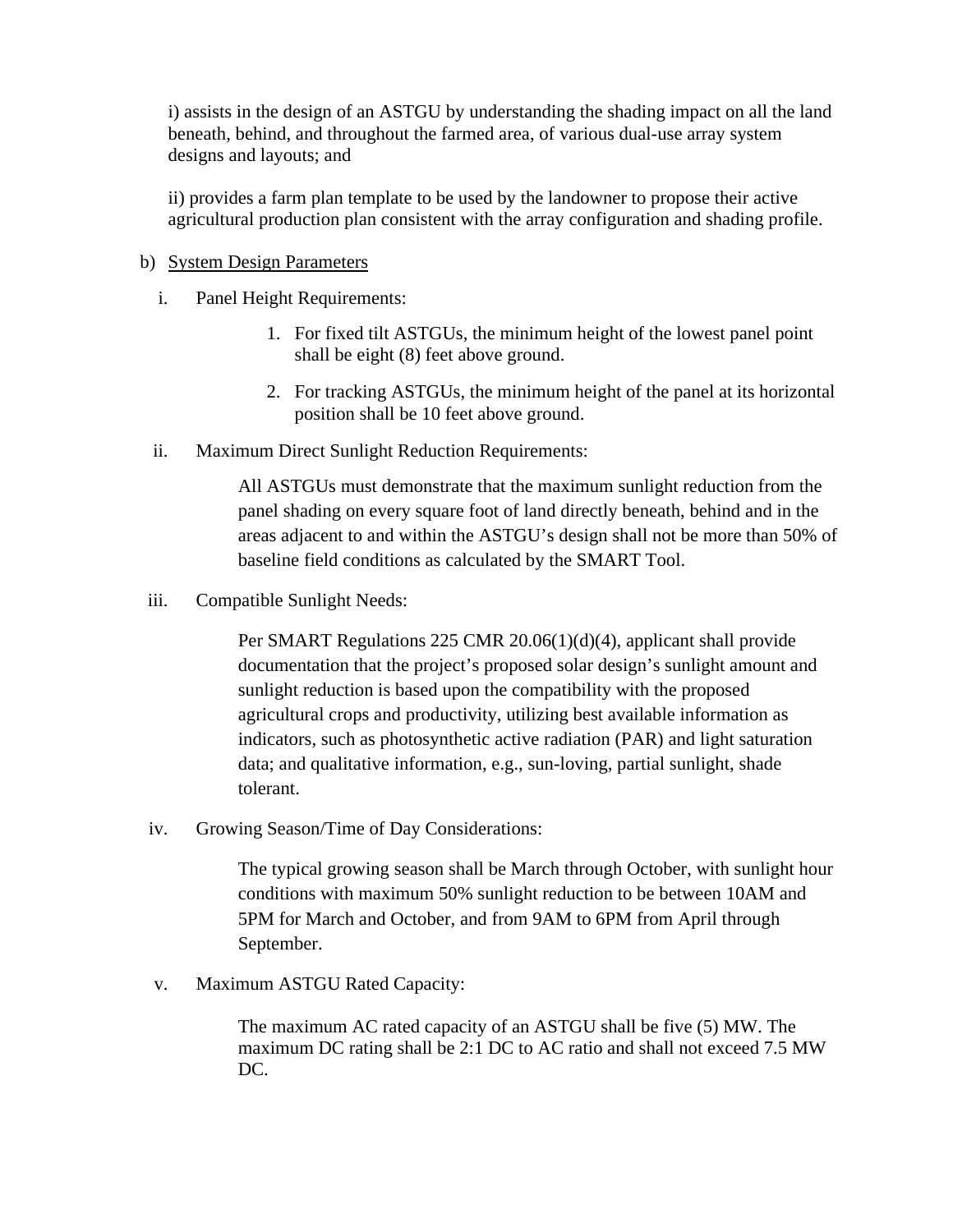i) assists in the design of an ASTGU by understanding the shading impact on all the land beneath, behind, and throughout the farmed area, of various dual-use array system designs and layouts; and

ii) provides a farm plan template to be used by the landowner to propose their active agricultural production plan consistent with the array configuration and shading profile.

b) System Design Parameters

i. Panel Height Requirements:

1. For fixed tilt ASTGUs, the minimum height of the lowest panel point shall be eight (8) feet above ground.
2. For tracking ASTGUs, the minimum height of the panel at its horizontal position shall be 10 feet above ground.

ii. Maximum Direct Sunlight Reduction Requirements:

All ASTGUs must demonstrate that the maximum sunlight reduction from the panel shading on every square foot of land directly beneath, behind and in the areas adjacent to and within the ASTGU's design shall not be more than 50% of baseline field conditions as calculated by the SMART Tool.

iii. Compatible Sunlight Needs:

Per SMART Regulations 225 CMR 20.06(1)(d)(4), applicant shall provide documentation that the project's proposed solar design's sunlight amount and sunlight reduction is based upon the compatibility with the proposed agricultural crops and productivity, utilizing best available information as indicators, such as photosynthetic active radiation (PAR) and light saturation data; and qualitative information, e.g., sun-loving, partial sunlight, shade tolerant.

iv. Growing Season/Time of Day Considerations:

The typical growing season shall be March through October, with sunlight hour conditions with maximum 50% sunlight reduction to be between 10AM and 5PM for March and October, and from 9AM to 6PM from April through September.

v. Maximum ASTGU Rated Capacity:

The maximum AC rated capacity of an ASTGU shall be five (5) MW. The maximum DC rating shall be 2:1 DC to AC ratio and shall not exceed 7.5 MW DC.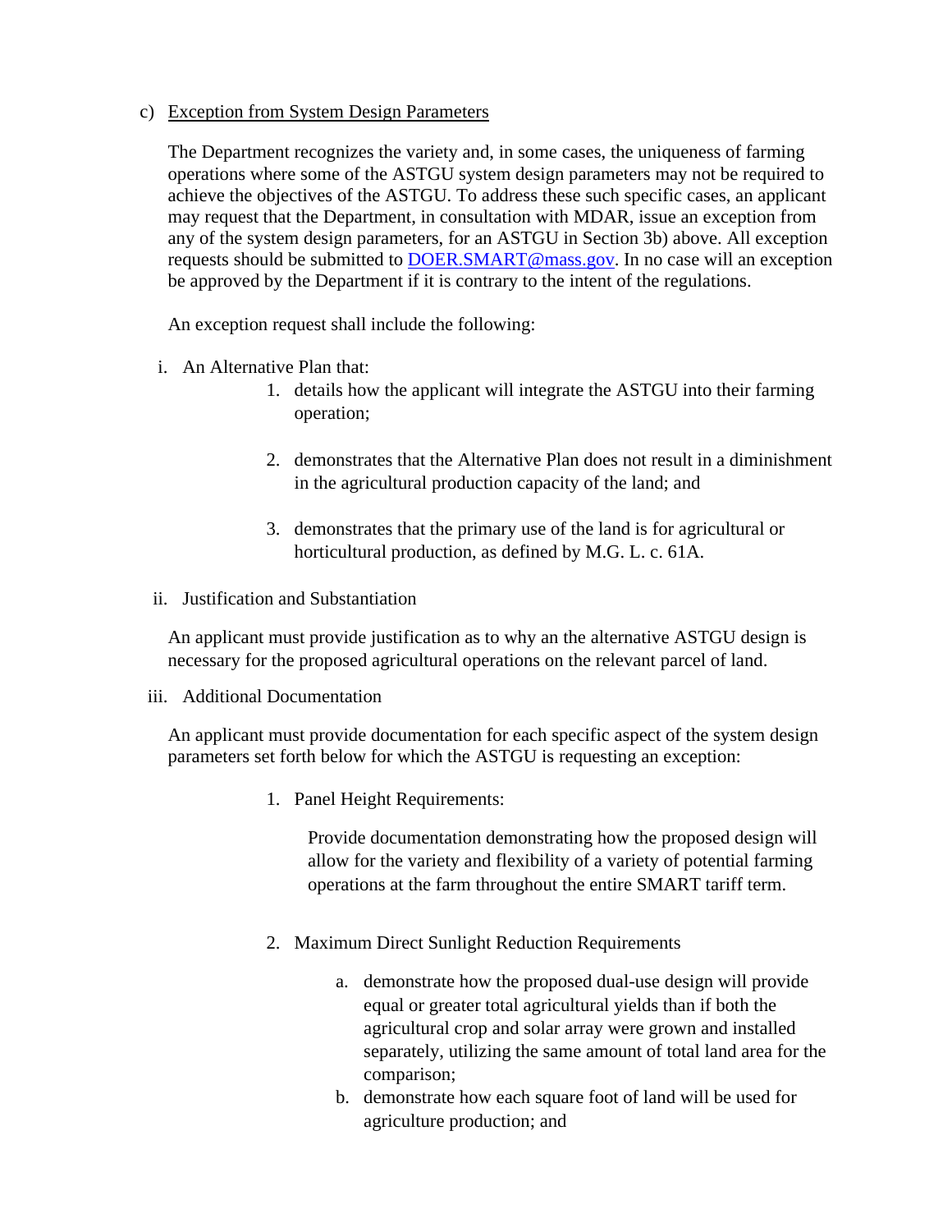c) <u>Exception from System Design Parameters</u>

The Department recognizes the variety and, in some cases, the uniqueness of farming operations where some of the ASTGU system design parameters may not be required to achieve the objectives of the ASTGU. To address these such specific cases, an applicant may request that the Department, in consultation with MDAR, issue an exception from any of the system design parameters, for an ASTGU in Section 3b) above. All exception requests should be submitted to DOER.SMART@mass.gov. In no case will an exception be approved by the Department if it is contrary to the intent of the regulations.

An exception request shall include the following:

i. An Alternative Plan that:

1. details how the applicant will integrate the ASTGU into their farming operation;

2. demonstrates that the Alternative Plan does not result in a diminishment in the agricultural production capacity of the land; and

3. demonstrates that the primary use of the land is for agricultural or horticultural production, as defined by M.G. L. c. 61A.

ii. Justification and Substantiation

An applicant must provide justification as to why an the alternative ASTGU design is necessary for the proposed agricultural operations on the relevant parcel of land.

iii. Additional Documentation

An applicant must provide documentation for each specific aspect of the system design parameters set forth below for which the ASTGU is requesting an exception:

1. Panel Height Requirements:

   Provide documentation demonstrating how the proposed design will allow for the variety and flexibility of a variety of potential farming operations at the farm throughout the entire SMART tariff term.

2. Maximum Direct Sunlight Reduction Requirements

   a. demonstrate how the proposed dual-use design will provide equal or greater total agricultural yields than if both the agricultural crop and solar array were grown and installed separately, utilizing the same amount of total land area for the comparison;
   b. demonstrate how each square foot of land will be used for agriculture production; and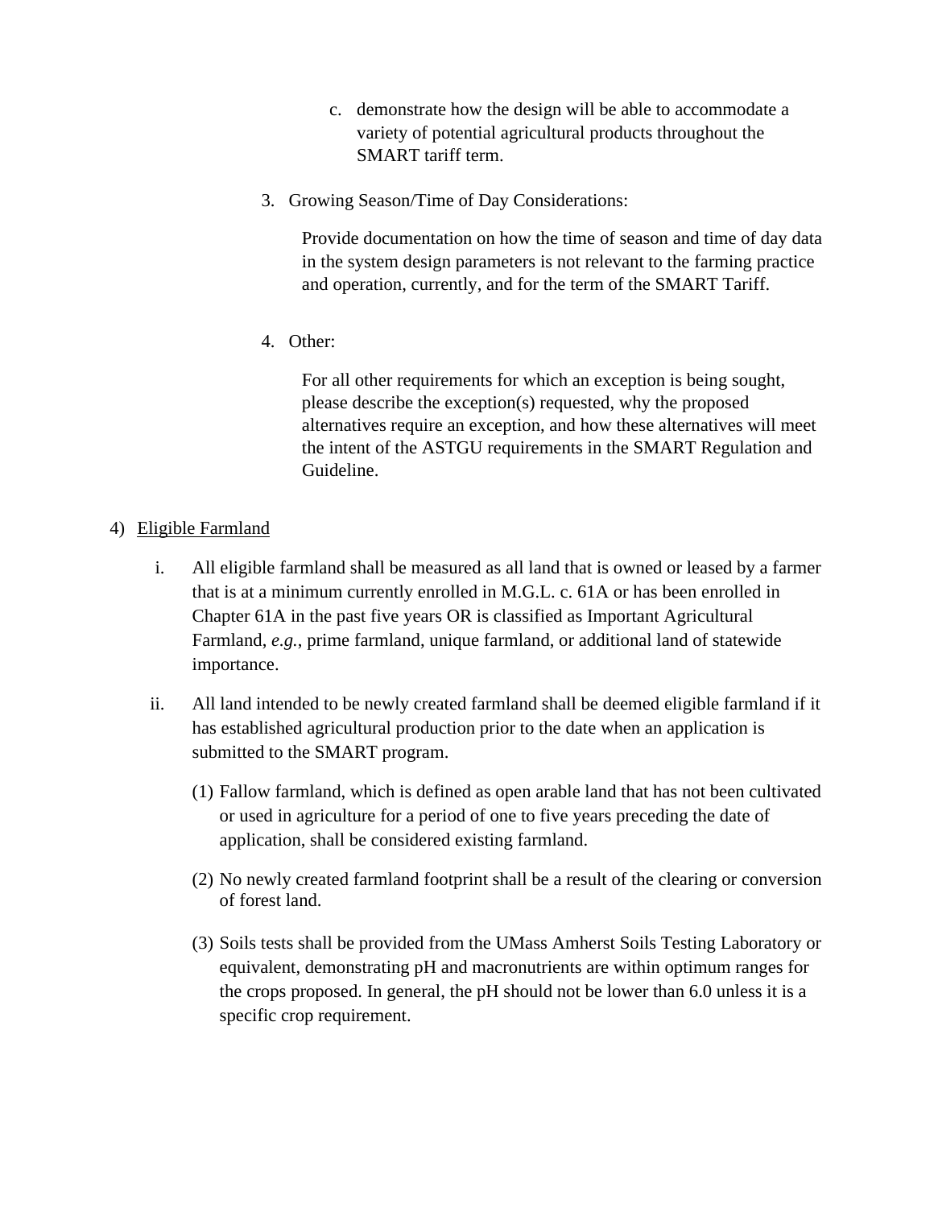c. demonstrate how the design will be able to accommodate a variety of potential agricultural products throughout the SMART tariff term.

3. Growing Season/Time of Day Considerations:

   Provide documentation on how the time of season and time of day data in the system design parameters is not relevant to the farming practice and operation, currently, and for the term of the SMART Tariff.

4. Other:

   For all other requirements for which an exception is being sought, please describe the exception(s) requested, why the proposed alternatives require an exception, and how these alternatives will meet the intent of the ASTGU requirements in the SMART Regulation and Guideline.

4) Eligible Farmland

i. All eligible farmland shall be measured as all land that is owned or leased by a farmer that is at a minimum currently enrolled in M.G.L. c. 61A or has been enrolled in Chapter 61A in the past five years OR is classified as Important Agricultural Farmland, *e.g.*, prime farmland, unique farmland, or additional land of statewide importance.

ii. All land intended to be newly created farmland shall be deemed eligible farmland if it has established agricultural production prior to the date when an application is submitted to the SMART program.

   (1) Fallow farmland, which is defined as open arable land that has not been cultivated or used in agriculture for a period of one to five years preceding the date of application, shall be considered existing farmland.

   (2) No newly created farmland footprint shall be a result of the clearing or conversion of forest land.

   (3) Soils tests shall be provided from the UMass Amherst Soils Testing Laboratory or equivalent, demonstrating pH and macronutrients are within optimum ranges for the crops proposed. In general, the pH should not be lower than 6.0 unless it is a specific crop requirement.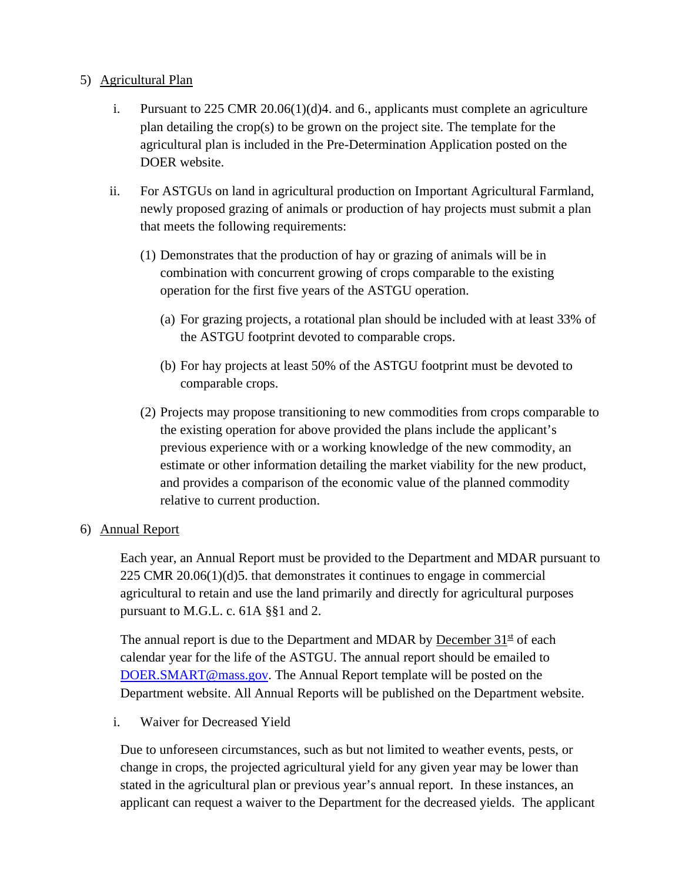5) Agricultural Plan

   i. Pursuant to 225 CMR 20.06(1)(d)4. and 6., applicants must complete an agriculture plan detailing the crop(s) to be grown on the project site. The template for the agricultural plan is included in the Pre-Determination Application posted on the DOER website.

   ii. For ASTGUs on land in agricultural production on Important Agricultural Farmland, newly proposed grazing of animals or production of hay projects must submit a plan that meets the following requirements:

      (1) Demonstrates that the production of hay or grazing of animals will be in combination with concurrent growing of crops comparable to the existing operation for the first five years of the ASTGU operation.

         (a) For grazing projects, a rotational plan should be included with at least 33% of the ASTGU footprint devoted to comparable crops.

         (b) For hay projects at least 50% of the ASTGU footprint must be devoted to comparable crops.

      (2) Projects may propose transitioning to new commodities from crops comparable to the existing operation for above provided the plans include the applicant's previous experience with or a working knowledge of the new commodity, an estimate or other information detailing the market viability for the new product, and provides a comparison of the economic value of the planned commodity relative to current production.

6) Annual Report

Each year, an Annual Report must be provided to the Department and MDAR pursuant to 225 CMR 20.06(1)(d)5. that demonstrates it continues to engage in commercial agricultural to retain and use the land primarily and directly for agricultural purposes pursuant to M.G.L. c. 61A §§1 and 2.

The annual report is due to the Department and MDAR by December 31st of each calendar year for the life of the ASTGU. The annual report should be emailed to DOER.SMART@mass.gov. The Annual Report template will be posted on the Department website. All Annual Reports will be published on the Department website.

   i. Waiver for Decreased Yield

Due to unforeseen circumstances, such as but not limited to weather events, pests, or change in crops, the projected agricultural yield for any given year may be lower than stated in the agricultural plan or previous year's annual report. In these instances, an applicant can request a waiver to the Department for the decreased yields. The applicant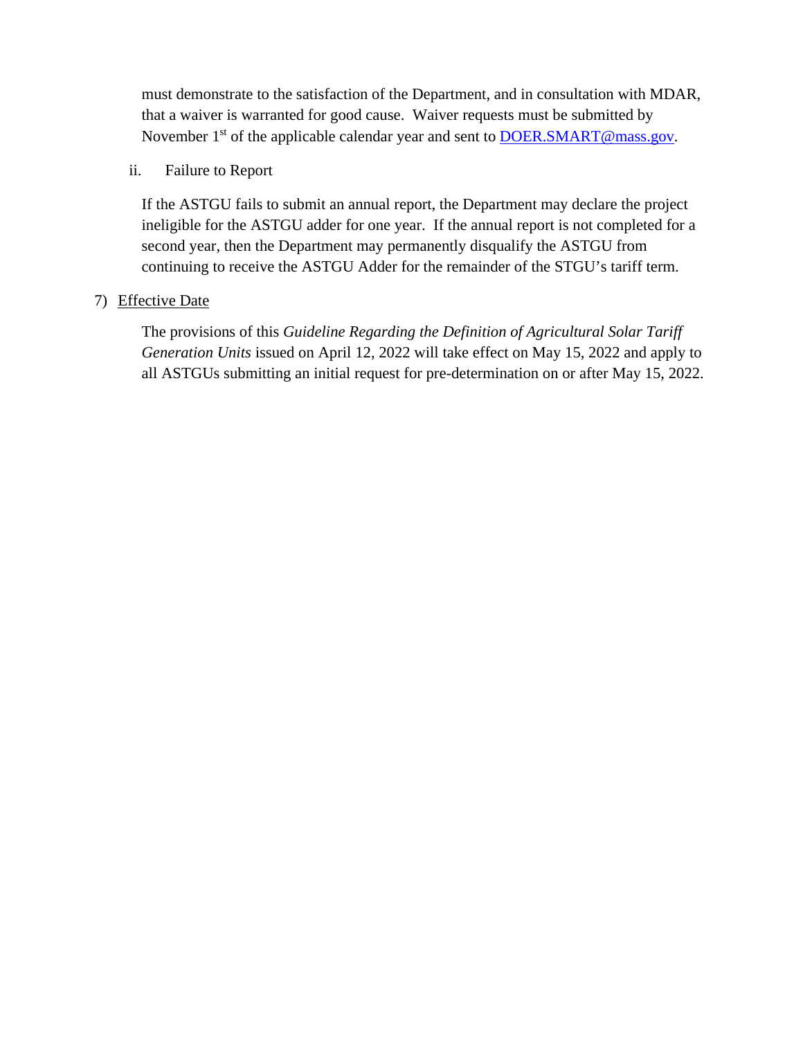must demonstrate to the satisfaction of the Department, and in consultation with MDAR, that a waiver is warranted for good cause. Waiver requests must be submitted by November 1st of the applicable calendar year and sent to DOER.SMART@mass.gov.

ii. Failure to Report

If the ASTGU fails to submit an annual report, the Department may declare the project ineligible for the ASTGU adder for one year. If the annual report is not completed for a second year, then the Department may permanently disqualify the ASTGU from continuing to receive the ASTGU Adder for the remainder of the STGU's tariff term.

7) Effective Date

The provisions of this *Guideline Regarding the Definition of Agricultural Solar Tariff Generation Units* issued on April 12, 2022 will take effect on May 15, 2022 and apply to all ASTGUs submitting an initial request for pre-determination on or after May 15, 2022.